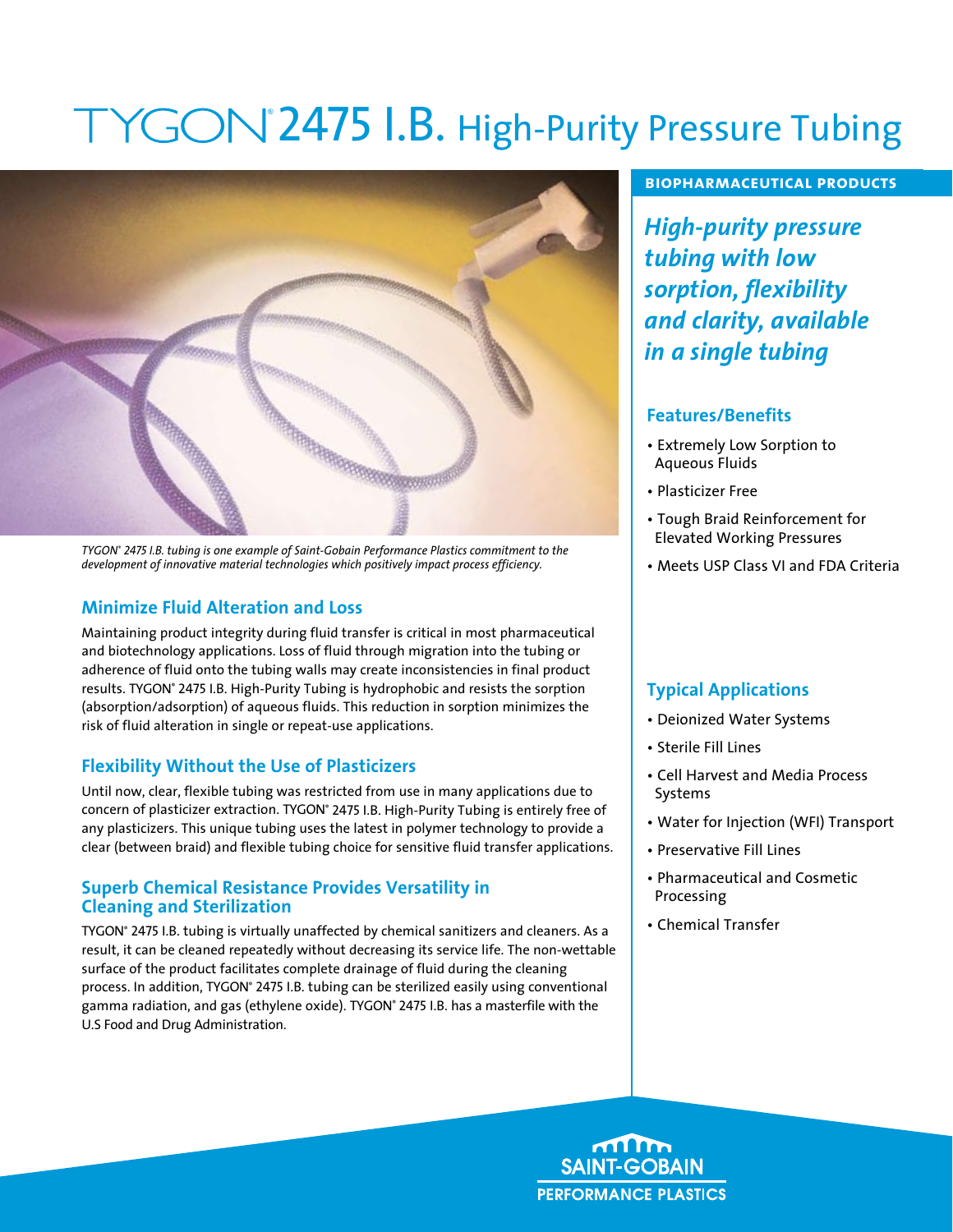# TYGON® 2475 I.B. High-Purity Pressure Tubing

*TYGON® 2475 I.B. tubing is one example of Saint-Gobain Performance Plastics commitment to the development of innovative material technologies which positively impact process efficiency.*

## Minimize Fluid Alteration and Loss

Maintaining product integrity during fluid transfer is critical in most pharmaceutical and biotechnology applications. Loss of fluid through migration into the tubing or adherence of fluid onto the tubing walls may create inconsistencies in final product results. TYGON® 2475 I.B. High-Purity Tubing is hydrophobic and resists the sorption (absorption/adsorption) of aqueous fluids. This reduction in sorption minimizes the risk of fluid alteration in single or repeat-use applications.

## Flexibility Without the Use of Plasticizers

Until now, clear, flexible tubing was restricted from use in many applications due to concern of plasticizer extraction. TYGON® 2475 I.B. High-Purity Tubing is entirely free of any plasticizers. This unique tubing uses the latest in polymer technology to provide a clear (between braid) and flexible tubing choice for sensitive fluid transfer applications.

## Superb Chemical Resistance Provides Versatility in Cleaning and Sterilization

TYGON® 2475 I.B. tubing is virtually unaffected by chemical sanitizers and cleaners. As a result, it can be cleaned repeatedly without decreasing its service life. The non-wettable surface of the product facilitates complete drainage of fluid during the cleaning process. In addition, TYGON® 2475 I.B. tubing can be sterilized easily using conventional gamma radiation, and gas (ethylene oxide). TYGON® 2475 I.B. has a masterfile with the U.S Food and Drug Administration.

**BIOPHARMACEUTICAL PRODUCTS**

***High-purity pressure tubing with low sorption, flexibility and clarity, available in a single tubing***

## Features/Benefits

- Extremely Low Sorption to Aqueous Fluids
- Plasticizer Free
- Tough Braid Reinforcement for Elevated Working Pressures
- Meets USP Class VI and FDA Criteria

## Typical Applications

- Deionized Water Systems
- Sterile Fill Lines
- Cell Harvest and Media Process Systems
- Water for Injection (WFI) Transport
- Preservative Fill Lines
- Pharmaceutical and Cosmetic Processing
- Chemical Transfer

SAINT-GOBAIN PERFORMANCE PLASTICS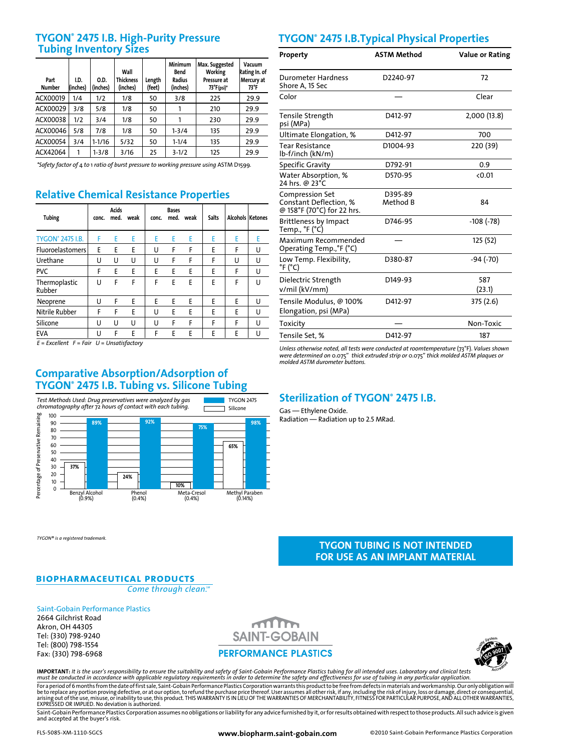## TYGON® 2475 I.B. High-Purity Pressure Tubing Inventory Sizes

| Part Number | I.D. (inches) | O.D. (inches) | Wall Thickness (inches) | Length (feet) | Minimum Bend Radius (inches) | Max. Suggested Working Pressure at 73°F (psi)* | Vacuum Rating In. of Mercury at 73°F |
|---|---|---|---|---|---|---|---|
| ACX00019 | 1/4 | 1/2 | 1/8 | 50 | 3/8 | 225 | 29.9 |
| ACX00029 | 3/8 | 5/8 | 1/8 | 50 | 1 | 210 | 29.9 |
| ACX00038 | 1/2 | 3/4 | 1/8 | 50 | 1 | 230 | 29.9 |
| ACX00046 | 5/8 | 7/8 | 1/8 | 50 | 1-3/4 | 135 | 29.9 |
| ACX00054 | 3/4 | 1-1/16 | 5/32 | 50 | 1-1/4 | 135 | 29.9 |
| ACX42064 | 1 | 1-3/8 | 3/16 | 25 | 3-1/2 | 125 | 29.9 |

*\*Safety factor of 4 to 1 ratio of burst pressure to working pressure using ASTM D1599.*

## Relative Chemical Resistance Properties

| Tubing | Acids | | | Bases | | | Salts | Alcohols | Ketones |
|---|---|---|---|---|---|---|---|---|---|
| | conc. | med. | weak | conc. | med. | weak | | | |
| TYGON® 2475 I.B. | F | E | E | E | E | E | E | E | E |
| Fluoroelastomers | E | E | E | U | F | F | E | F | U |
| Urethane | U | U | U | U | F | F | F | U | U |
| PVC | F | E | E | E | E | E | E | F | U |
| Thermoplastic Rubber | U | F | F | F | E | E | E | F | U |
| Neoprene | U | F | E | E | E | E | E | E | U |
| Nitrile Rubber | F | F | E | U | E | E | E | E | U |
| Silicone | U | U | U | U | F | F | F | F | U |
| EVA | U | F | E | F | E | E | E | E | U |

*E = Excellent F = Fair U = Unsatisfactory*

## Comparative Absorption/Adsorption of TYGON® 2475 I.B. Tubing vs. Silicone Tubing

*Test Methods Used: Drug preservatives were analyzed by gas chromatography after 72 hours of contact with each tubing.*

TYGON 2475
Silicone

Percentage of Preservative Remaining
0 10 20 30 40 50 60 70 80 90 100

Benzyl Alcohol (0.9%): 37% 89%
Phenol (0.4%): 24% 92%
Meta-Cresol (0.4%): 10% 75%
Methyl Paraben (0.14%): 65% 98%

*TYGON® is a registered trademark.*

## TYGON® 2475 I.B.Typical Physical Properties

| Property | ASTM Method | Value or Rating |
|---|---|---|
| Durometer Hardness Shore A, 15 Sec | D2240-97 | 72 |
| Color | — | Clear |
| Tensile Strength psi (MPa) | D412-97 | 2,000 (13.8) |
| Ultimate Elongation, % | D412-97 | 700 |
| Tear Resistance lb-f/inch (kN/m) | D1004-93 | 220 (39) |
| Specific Gravity | D792-91 | 0.9 |
| Water Absorption, % 24 hrs. @ 23°C | D570-95 | <0.01 |
| Compression Set Constant Deflection, % @ 158°F (70°C) for 22 hrs. | D395-89 Method B | 84 |
| Brittleness by Impact Temp., °F (°C) | D746-95 | -108 (-78) |
| Maximum Recommended Operating Temp.,°F (°C) | — | 125 (52) |
| Low Temp. Flexibility, °F (°C) | D380-87 | -94 (-70) |
| Dielectric Strength v/mil (kV/mm) | D149-93 | 587 (23.1) |
| Tensile Modulus, @ 100% Elongation, psi (MPa) | D412-97 | 375 (2.6) |
| Toxicity | — | Non-Toxic |
| Tensile Set, % | D412-97 | 187 |

*Unless otherwise noted, all tests were conducted at roomtemperature (73°F). Values shown were determined on 0.075" thick extruded strip or 0.075" thick molded ASTM plaques or molded ASTM durometer buttons.*

## Sterilization of TYGON® 2475 I.B.

Gas — Ethylene Oxide.
Radiation — Radiation up to 2.5 MRad.

**TYGON TUBING IS NOT INTENDED FOR USE AS AN IMPLANT MATERIAL**

**BIOPHARMACEUTICAL PRODUCTS**
*Come through clean.*℠

Saint-Gobain Performance Plastics
2664 Gilchrist Road
Akron, OH 44305
Tel: (330) 798-9240
Tel: (800) 798-1554
Fax: (330) 798-6968

SAINT-GOBAIN PERFORMANCE PLASTICS

**IMPORTANT:** *It is the user's responsibility to ensure the suitability and safety of Saint-Gobain Performance Plastics tubing for all intended uses. Laboratory and clinical tests must be conducted in accordance with applicable regulatory requirements in order to determine the safety and effectiveness for use of tubing in any particular application.*

For a period of 6 months from the date of first sale, Saint-Gobain Performance Plastics Corporation warrants this product to be free from defects in materials and workmanship. Our only obligation will be to replace any portion proving defective, or at our option, to refund the purchase price thereof. User assumes all other risk, if any, including the risk of injury, loss or damage, direct or consequential, arising out of the use, misuse, or inability to use, this product. THIS WARRANTY IS IN LIEU OF THE WARRANTIES OF MERCHANTABILITY, FITNESS FOR PARTICULAR PURPOSE, AND ALL OTHER WARRANTIES, EXPRESSED OR IMPLIED. No deviation is authorized.

Saint-Gobain Performance Plastics Corporation assumes no obligations or liability for any advice furnished by it, or for results obtained with respect to those products. All such advice is given and accepted at the buyer's risk.

FLS-5085-XM-1110-SGCS www.biopharm.saint-gobain.com ©2010 Saint-Gobain Performance Plastics Corporation